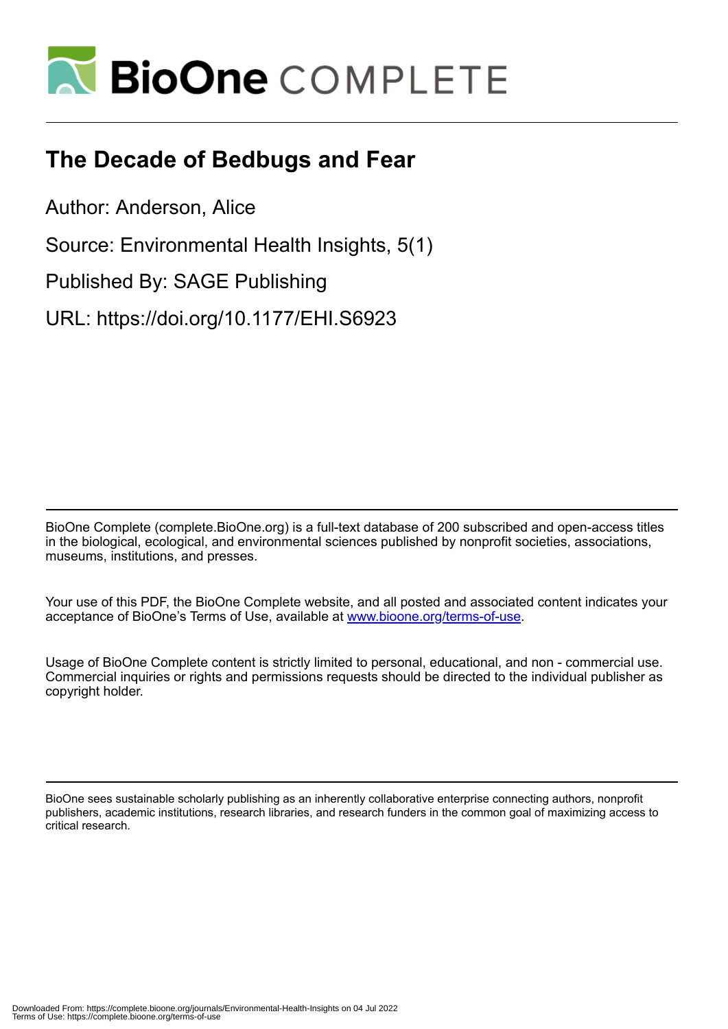# The Decade of Bedbugs and Fear

Author: Anderson, Alice

Source: Environmental Health Insights, 5(1)

Published By: SAGE Publishing

URL: https://doi.org/10.1177/EHI.S6923

BioOne Complete (complete.BioOne.org) is a full-text database of 200 subscribed and open-access titles in the biological, ecological, and environmental sciences published by nonprofit societies, associations, museums, institutions, and presses.

Your use of this PDF, the BioOne Complete website, and all posted and associated content indicates your acceptance of BioOne's Terms of Use, available at www.bioone.org/terms-of-use.

Usage of BioOne Complete content is strictly limited to personal, educational, and non - commercial use. Commercial inquiries or rights and permissions requests should be directed to the individual publisher as copyright holder.

BioOne sees sustainable scholarly publishing as an inherently collaborative enterprise connecting authors, nonprofit publishers, academic institutions, research libraries, and research funders in the common goal of maximizing access to critical research.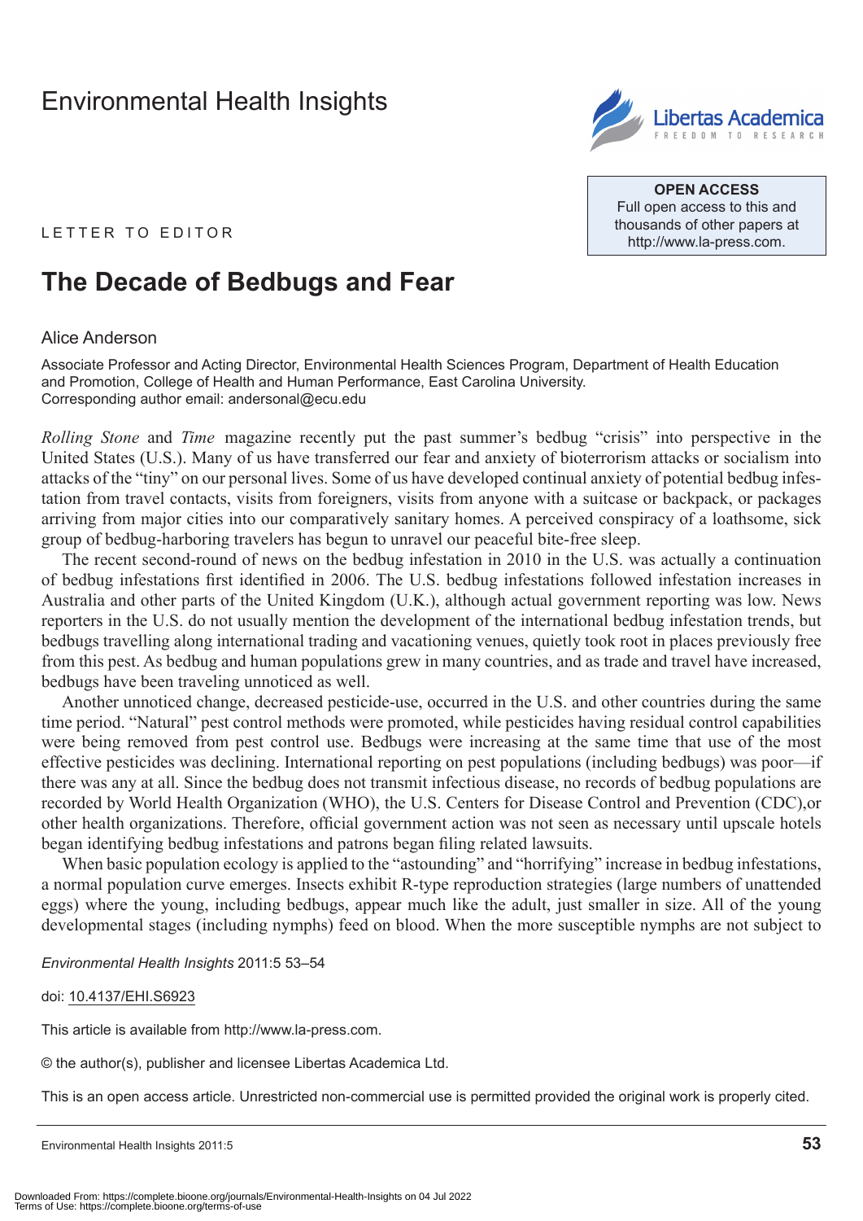Environmental Health Insights

LETTER TO EDITOR

# The Decade of Bedbugs and Fear

Alice Anderson

Associate Professor and Acting Director, Environmental Health Sciences Program, Department of Health Education and Promotion, College of Health and Human Performance, East Carolina University.
Corresponding author email: andersonal@ecu.edu

*Rolling Stone* and *Time* magazine recently put the past summer's bedbug "crisis" into perspective in the United States (U.S.). Many of us have transferred our fear and anxiety of bioterrorism attacks or socialism into attacks of the "tiny" on our personal lives. Some of us have developed continual anxiety of potential bedbug infestation from travel contacts, visits from foreigners, visits from anyone with a suitcase or backpack, or packages arriving from major cities into our comparatively sanitary homes. A perceived conspiracy of a loathsome, sick group of bedbug-harboring travelers has begun to unravel our peaceful bite-free sleep.

The recent second-round of news on the bedbug infestation in 2010 in the U.S. was actually a continuation of bedbug infestations first identified in 2006. The U.S. bedbug infestations followed infestation increases in Australia and other parts of the United Kingdom (U.K.), although actual government reporting was low. News reporters in the U.S. do not usually mention the development of the international bedbug infestation trends, but bedbugs travelling along international trading and vacationing venues, quietly took root in places previously free from this pest. As bedbug and human populations grew in many countries, and as trade and travel have increased, bedbugs have been traveling unnoticed as well.

Another unnoticed change, decreased pesticide-use, occurred in the U.S. and other countries during the same time period. "Natural" pest control methods were promoted, while pesticides having residual control capabilities were being removed from pest control use. Bedbugs were increasing at the same time that use of the most effective pesticides was declining. International reporting on pest populations (including bedbugs) was poor—if there was any at all. Since the bedbug does not transmit infectious disease, no records of bedbug populations are recorded by World Health Organization (WHO), the U.S. Centers for Disease Control and Prevention (CDC),or other health organizations. Therefore, official government action was not seen as necessary until upscale hotels began identifying bedbug infestations and patrons began filing related lawsuits.

When basic population ecology is applied to the "astounding" and "horrifying" increase in bedbug infestations, a normal population curve emerges. Insects exhibit R-type reproduction strategies (large numbers of unattended eggs) where the young, including bedbugs, appear much like the adult, just smaller in size. All of the young developmental stages (including nymphs) feed on blood. When the more susceptible nymphs are not subject to

*Environmental Health Insights* 2011:5 53–54

doi: 10.4137/EHI.S6923

This article is available from http://www.la-press.com.

© the author(s), publisher and licensee Libertas Academica Ltd.

This is an open access article. Unrestricted non-commercial use is permitted provided the original work is properly cited.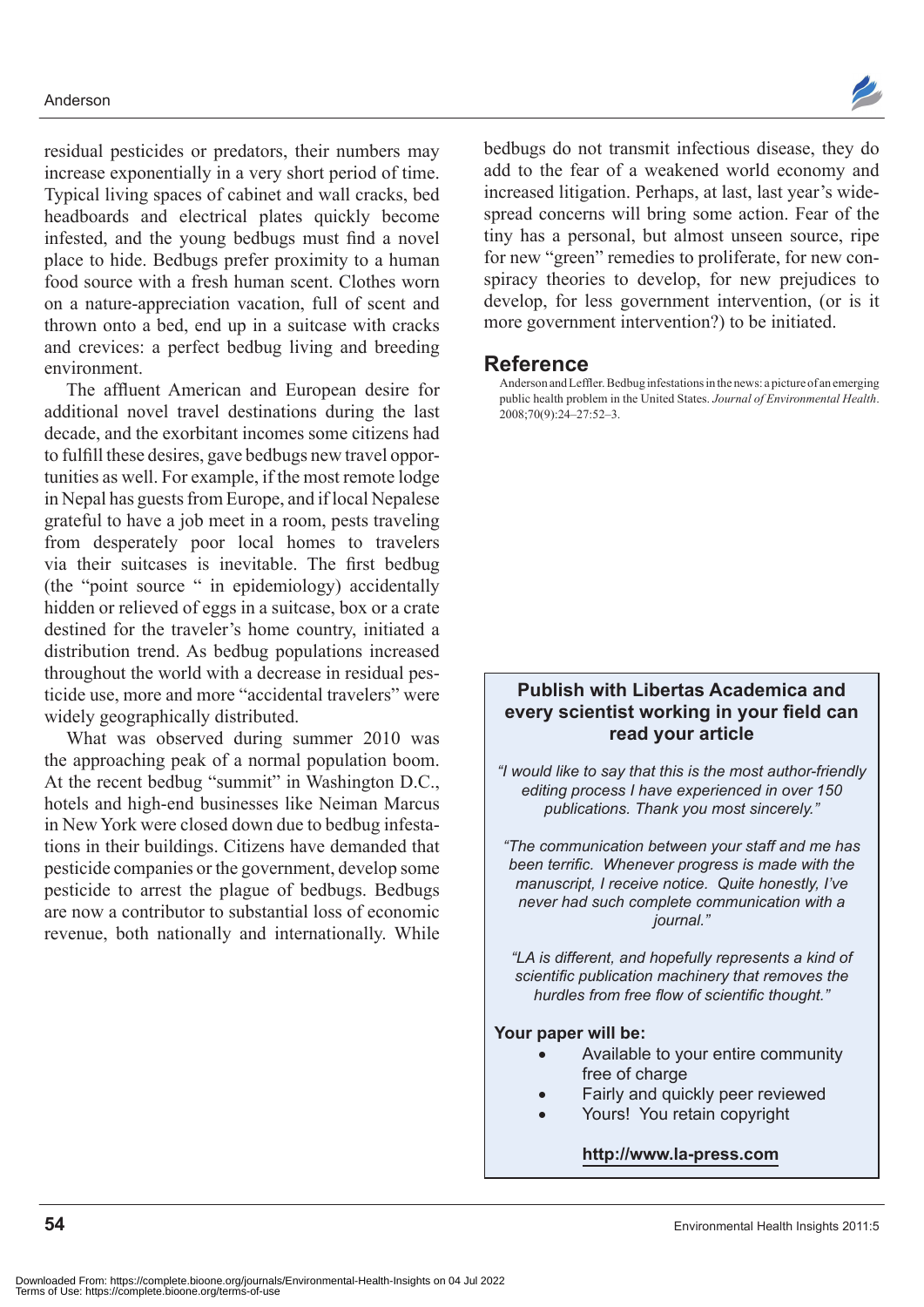residual pesticides or predators, their numbers may increase exponentially in a very short period of time. Typical living spaces of cabinet and wall cracks, bed headboards and electrical plates quickly become infested, and the young bedbugs must find a novel place to hide. Bedbugs prefer proximity to a human food source with a fresh human scent. Clothes worn on a nature-appreciation vacation, full of scent and thrown onto a bed, end up in a suitcase with cracks and crevices: a perfect bedbug living and breeding environment.

The affluent American and European desire for additional novel travel destinations during the last decade, and the exorbitant incomes some citizens had to fulfill these desires, gave bedbugs new travel opportunities as well. For example, if the most remote lodge in Nepal has guests from Europe, and if local Nepalese grateful to have a job meet in a room, pests traveling from desperately poor local homes to travelers via their suitcases is inevitable. The first bedbug (the "point source " in epidemiology) accidentally hidden or relieved of eggs in a suitcase, box or a crate destined for the traveler's home country, initiated a distribution trend. As bedbug populations increased throughout the world with a decrease in residual pesticide use, more and more "accidental travelers" were widely geographically distributed.

What was observed during summer 2010 was the approaching peak of a normal population boom. At the recent bedbug "summit" in Washington D.C., hotels and high-end businesses like Neiman Marcus in New York were closed down due to bedbug infestations in their buildings. Citizens have demanded that pesticide companies or the government, develop some pesticide to arrest the plague of bedbugs. Bedbugs are now a contributor to substantial loss of economic revenue, both nationally and internationally. While bedbugs do not transmit infectious disease, they do add to the fear of a weakened world economy and increased litigation. Perhaps, at last, last year's widespread concerns will bring some action. Fear of the tiny has a personal, but almost unseen source, ripe for new "green" remedies to proliferate, for new conspiracy theories to develop, for new prejudices to develop, for less government intervention, (or is it more government intervention?) to be initiated.

## Reference

Anderson and Leffler. Bedbug infestations in the news: a picture of an emerging public health problem in the United States. *Journal of Environmental Health*. 2008;70(9):24–27:52–3.

**Publish with Libertas Academica and every scientist working in your field can read your article**

*"I would like to say that this is the most author-friendly editing process I have experienced in over 150 publications. Thank you most sincerely."*

*"The communication between your staff and me has been terrific. Whenever progress is made with the manuscript, I receive notice. Quite honestly, I've never had such complete communication with a journal."*

*"LA is different, and hopefully represents a kind of scientific publication machinery that removes the hurdles from free flow of scientific thought."*

**Your paper will be:**

- Available to your entire community free of charge
- Fairly and quickly peer reviewed
- Yours! You retain copyright

**http://www.la-press.com**